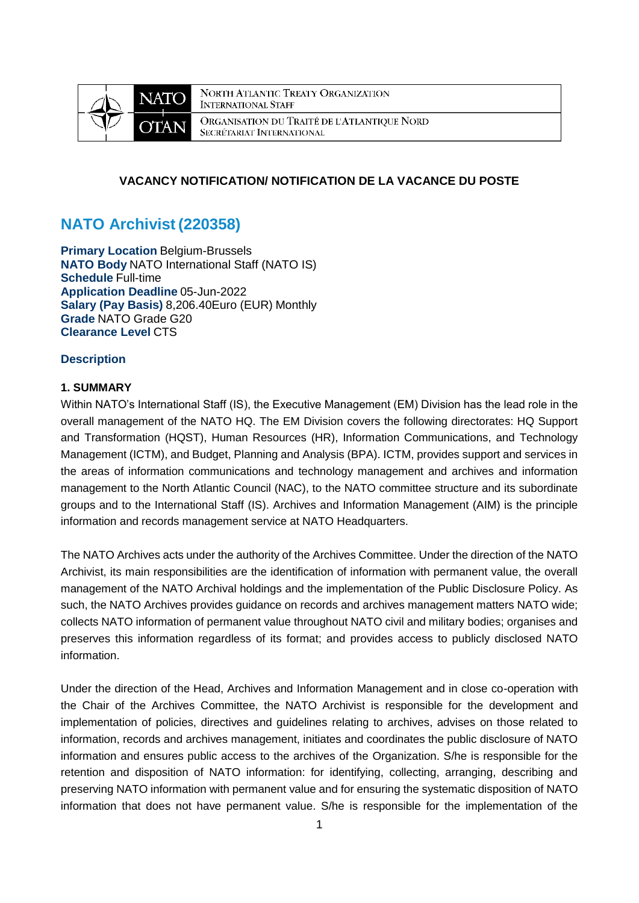NORTH ATLANTIC TREATY ORGANIZATION
INTERNATIONAL STAFF

ORGANISATION DU TRAITÉ DE L'ATLANTIQUE NORD
SECRÉTARIAT INTERNATIONAL

**VACANCY NOTIFICATION/ NOTIFICATION DE LA VACANCE DU POSTE**

# NATO Archivist (220358)

**Primary Location** Belgium-Brussels
**NATO Body** NATO International Staff (NATO IS)
**Schedule** Full-time
**Application Deadline** 05-Jun-2022
**Salary (Pay Basis)** 8,206.40Euro (EUR) Monthly
**Grade** NATO Grade G20
**Clearance Level** CTS

## Description

### 1. SUMMARY

Within NATO's International Staff (IS), the Executive Management (EM) Division has the lead role in the overall management of the NATO HQ. The EM Division covers the following directorates: HQ Support and Transformation (HQST), Human Resources (HR), Information Communications, and Technology Management (ICTM), and Budget, Planning and Analysis (BPA). ICTM, provides support and services in the areas of information communications and technology management and archives and information management to the North Atlantic Council (NAC), to the NATO committee structure and its subordinate groups and to the International Staff (IS). Archives and Information Management (AIM) is the principle information and records management service at NATO Headquarters.

The NATO Archives acts under the authority of the Archives Committee. Under the direction of the NATO Archivist, its main responsibilities are the identification of information with permanent value, the overall management of the NATO Archival holdings and the implementation of the Public Disclosure Policy. As such, the NATO Archives provides guidance on records and archives management matters NATO wide; collects NATO information of permanent value throughout NATO civil and military bodies; organises and preserves this information regardless of its format; and provides access to publicly disclosed NATO information.

Under the direction of the Head, Archives and Information Management and in close co-operation with the Chair of the Archives Committee, the NATO Archivist is responsible for the development and implementation of policies, directives and guidelines relating to archives, advises on those related to information, records and archives management, initiates and coordinates the public disclosure of NATO information and ensures public access to the archives of the Organization. S/he is responsible for the retention and disposition of NATO information: for identifying, collecting, arranging, describing and preserving NATO information with permanent value and for ensuring the systematic disposition of NATO information that does not have permanent value. S/he is responsible for the implementation of the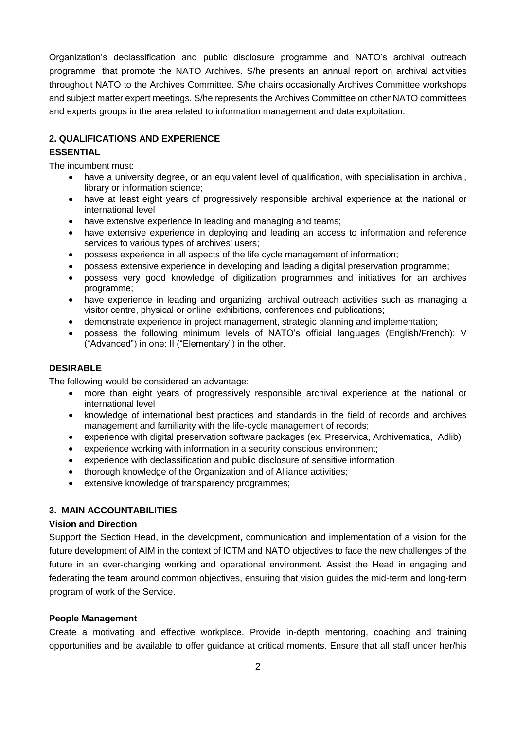Organization's declassification and public disclosure programme and NATO's archival outreach programme that promote the NATO Archives. S/he presents an annual report on archival activities throughout NATO to the Archives Committee. S/he chairs occasionally Archives Committee workshops and subject matter expert meetings. S/he represents the Archives Committee on other NATO committees and experts groups in the area related to information management and data exploitation.

## 2. QUALIFICATIONS AND EXPERIENCE

### ESSENTIAL

The incumbent must:

- have a university degree, or an equivalent level of qualification, with specialisation in archival, library or information science;
- have at least eight years of progressively responsible archival experience at the national or international level
- have extensive experience in leading and managing and teams;
- have extensive experience in deploying and leading an access to information and reference services to various types of archives' users;
- possess experience in all aspects of the life cycle management of information;
- possess extensive experience in developing and leading a digital preservation programme;
- possess very good knowledge of digitization programmes and initiatives for an archives programme;
- have experience in leading and organizing archival outreach activities such as managing a visitor centre, physical or online exhibitions, conferences and publications;
- demonstrate experience in project management, strategic planning and implementation;
- possess the following minimum levels of NATO's official languages (English/French): V ("Advanced") in one; II ("Elementary") in the other.

### DESIRABLE

The following would be considered an advantage:

- more than eight years of progressively responsible archival experience at the national or international level
- knowledge of international best practices and standards in the field of records and archives management and familiarity with the life-cycle management of records;
- experience with digital preservation software packages (ex. Preservica, Archivematica, Adlib)
- experience working with information in a security conscious environment;
- experience with declassification and public disclosure of sensitive information
- thorough knowledge of the Organization and of Alliance activities;
- extensive knowledge of transparency programmes;

## 3. MAIN ACCOUNTABILITIES

### Vision and Direction

Support the Section Head, in the development, communication and implementation of a vision for the future development of AIM in the context of ICTM and NATO objectives to face the new challenges of the future in an ever-changing working and operational environment. Assist the Head in engaging and federating the team around common objectives, ensuring that vision guides the mid-term and long-term program of work of the Service.

### People Management

Create a motivating and effective workplace. Provide in-depth mentoring, coaching and training opportunities and be available to offer guidance at critical moments. Ensure that all staff under her/his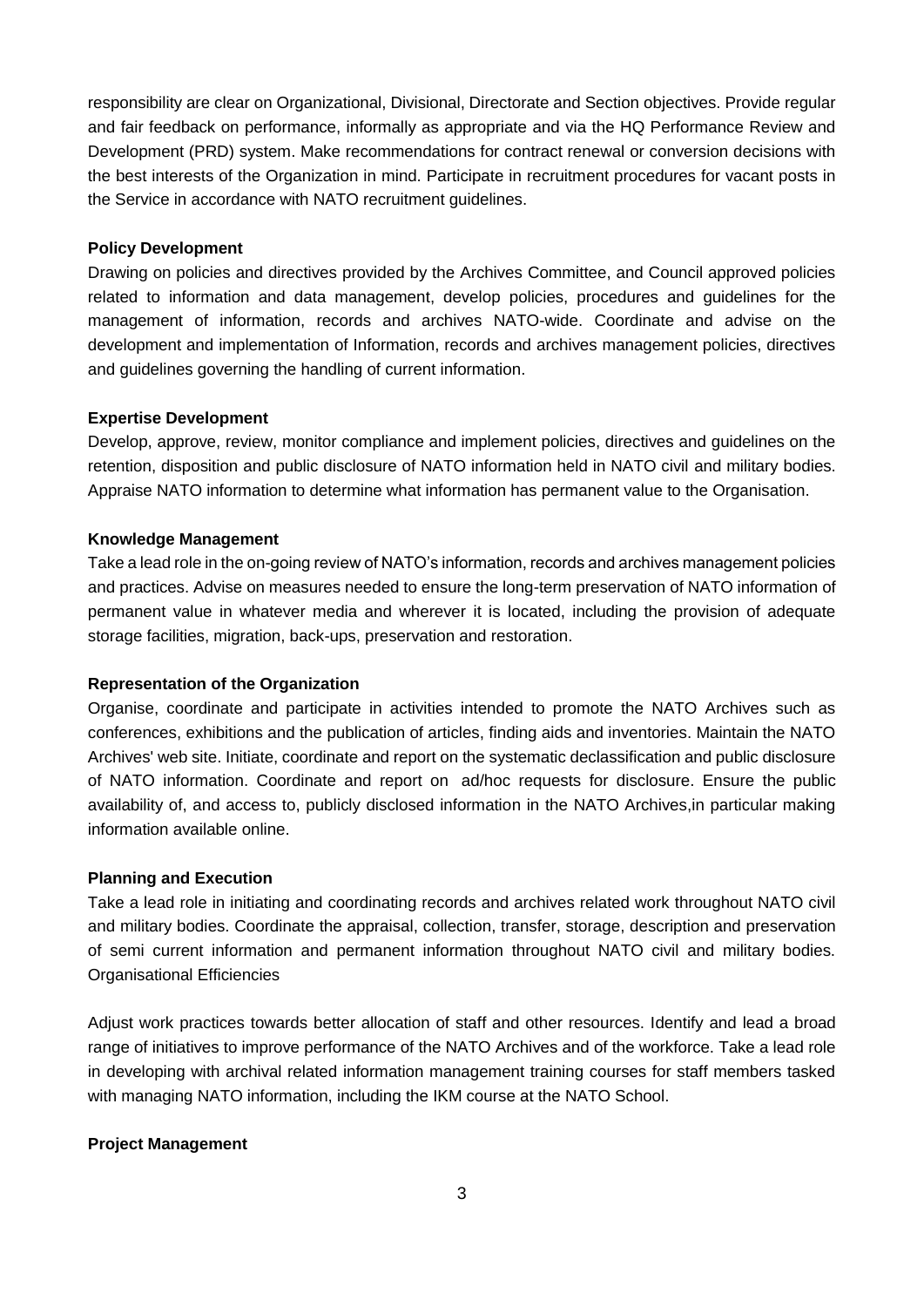responsibility are clear on Organizational, Divisional, Directorate and Section objectives. Provide regular and fair feedback on performance, informally as appropriate and via the HQ Performance Review and Development (PRD) system. Make recommendations for contract renewal or conversion decisions with the best interests of the Organization in mind. Participate in recruitment procedures for vacant posts in the Service in accordance with NATO recruitment guidelines.

**Policy Development**

Drawing on policies and directives provided by the Archives Committee, and Council approved policies related to information and data management, develop policies, procedures and guidelines for the management of information, records and archives NATO-wide. Coordinate and advise on the development and implementation of Information, records and archives management policies, directives and guidelines governing the handling of current information.

**Expertise Development**

Develop, approve, review, monitor compliance and implement policies, directives and guidelines on the retention, disposition and public disclosure of NATO information held in NATO civil and military bodies. Appraise NATO information to determine what information has permanent value to the Organisation.

**Knowledge Management**

Take a lead role in the on-going review of NATO's information, records and archives management policies and practices. Advise on measures needed to ensure the long-term preservation of NATO information of permanent value in whatever media and wherever it is located, including the provision of adequate storage facilities, migration, back-ups, preservation and restoration.

**Representation of the Organization**

Organise, coordinate and participate in activities intended to promote the NATO Archives such as conferences, exhibitions and the publication of articles, finding aids and inventories. Maintain the NATO Archives' web site. Initiate, coordinate and report on the systematic declassification and public disclosure of NATO information. Coordinate and report on ad/hoc requests for disclosure. Ensure the public availability of, and access to, publicly disclosed information in the NATO Archives,in particular making information available online.

**Planning and Execution**

Take a lead role in initiating and coordinating records and archives related work throughout NATO civil and military bodies. Coordinate the appraisal, collection, transfer, storage, description and preservation of semi current information and permanent information throughout NATO civil and military bodies. Organisational Efficiencies

Adjust work practices towards better allocation of staff and other resources. Identify and lead a broad range of initiatives to improve performance of the NATO Archives and of the workforce. Take a lead role in developing with archival related information management training courses for staff members tasked with managing NATO information, including the IKM course at the NATO School.

**Project Management**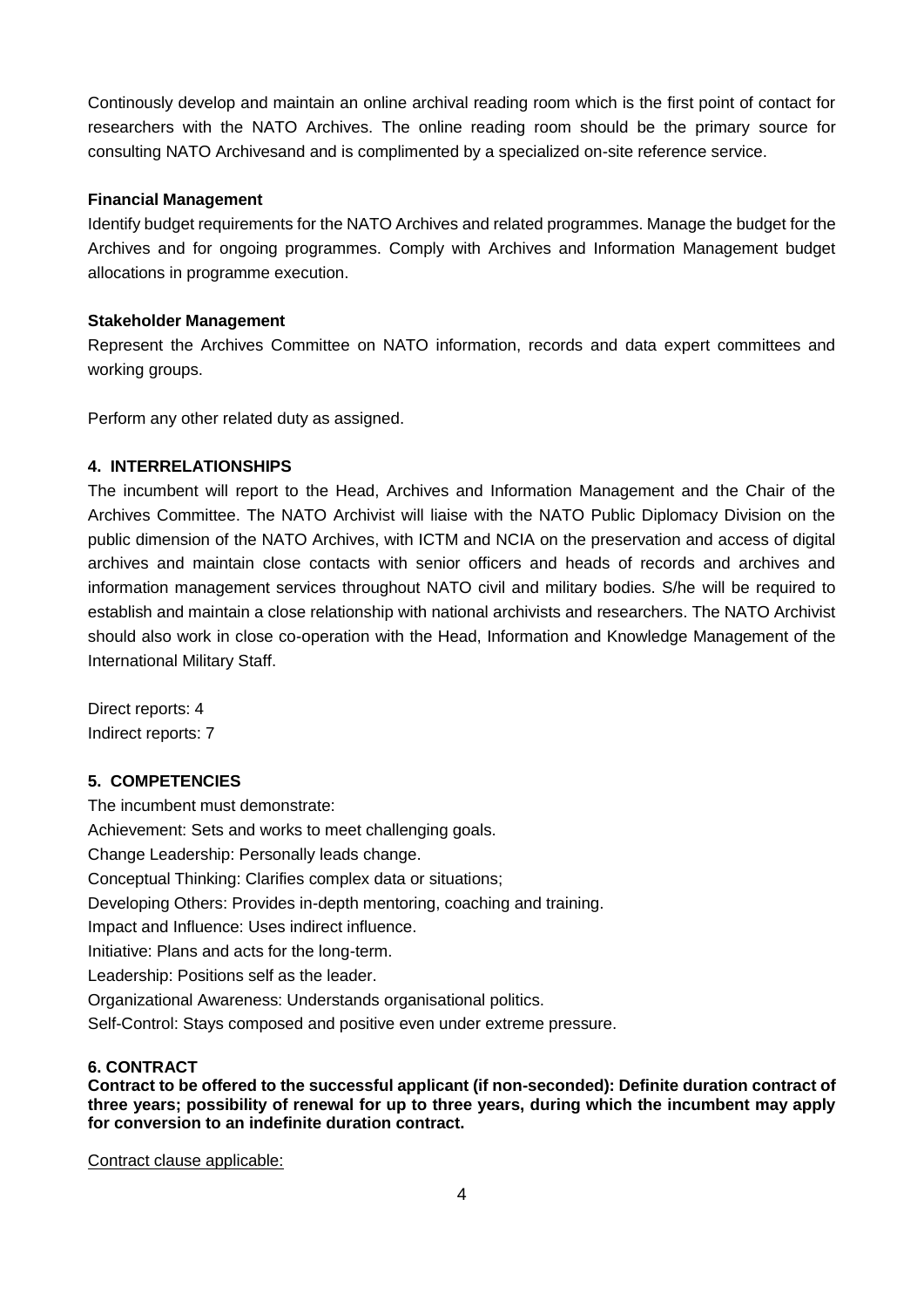Continously develop and maintain an online archival reading room which is the first point of contact for researchers with the NATO Archives. The online reading room should be the primary source for consulting NATO Archivesand and is complimented by a specialized on-site reference service.

**Financial Management**

Identify budget requirements for the NATO Archives and related programmes. Manage the budget for the Archives and for ongoing programmes. Comply with Archives and Information Management budget allocations in programme execution.

**Stakeholder Management**

Represent the Archives Committee on NATO information, records and data expert committees and working groups.

Perform any other related duty as assigned.

**4. INTERRELATIONSHIPS**

The incumbent will report to the Head, Archives and Information Management and the Chair of the Archives Committee. The NATO Archivist will liaise with the NATO Public Diplomacy Division on the public dimension of the NATO Archives, with ICTM and NCIA on the preservation and access of digital archives and maintain close contacts with senior officers and heads of records and archives and information management services throughout NATO civil and military bodies. S/he will be required to establish and maintain a close relationship with national archivists and researchers. The NATO Archivist should also work in close co-operation with the Head, Information and Knowledge Management of the International Military Staff.

Direct reports: 4
Indirect reports: 7

**5. COMPETENCIES**

The incumbent must demonstrate:
Achievement: Sets and works to meet challenging goals.
Change Leadership: Personally leads change.
Conceptual Thinking: Clarifies complex data or situations;
Developing Others: Provides in-depth mentoring, coaching and training.
Impact and Influence: Uses indirect influence.
Initiative: Plans and acts for the long-term.
Leadership: Positions self as the leader.
Organizational Awareness: Understands organisational politics.
Self-Control: Stays composed and positive even under extreme pressure.

**6. CONTRACT**

**Contract to be offered to the successful applicant (if non-seconded): Definite duration contract of three years; possibility of renewal for up to three years, during which the incumbent may apply for conversion to an indefinite duration contract.**

Contract clause applicable: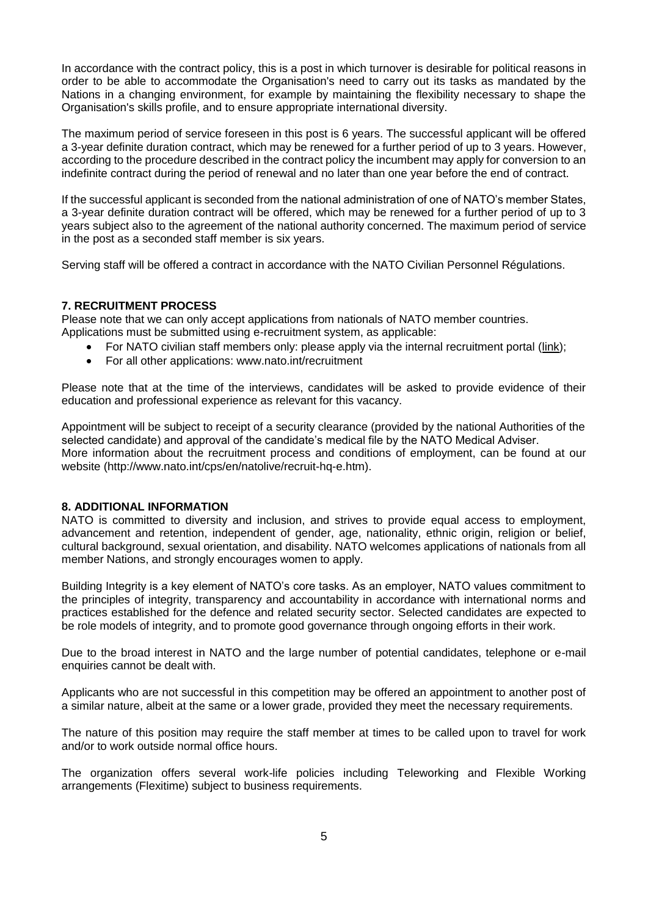In accordance with the contract policy, this is a post in which turnover is desirable for political reasons in order to be able to accommodate the Organisation's need to carry out its tasks as mandated by the Nations in a changing environment, for example by maintaining the flexibility necessary to shape the Organisation's skills profile, and to ensure appropriate international diversity.

The maximum period of service foreseen in this post is 6 years. The successful applicant will be offered a 3-year definite duration contract, which may be renewed for a further period of up to 3 years. However, according to the procedure described in the contract policy the incumbent may apply for conversion to an indefinite contract during the period of renewal and no later than one year before the end of contract.

If the successful applicant is seconded from the national administration of one of NATO's member States, a 3-year definite duration contract will be offered, which may be renewed for a further period of up to 3 years subject also to the agreement of the national authority concerned. The maximum period of service in the post as a seconded staff member is six years.

Serving staff will be offered a contract in accordance with the NATO Civilian Personnel Régulations.

## 7. RECRUITMENT PROCESS

Please note that we can only accept applications from nationals of NATO member countries.
Applications must be submitted using e-recruitment system, as applicable:

- For NATO civilian staff members only: please apply via the internal recruitment portal (link);
- For all other applications: www.nato.int/recruitment

Please note that at the time of the interviews, candidates will be asked to provide evidence of their education and professional experience as relevant for this vacancy.

Appointment will be subject to receipt of a security clearance (provided by the national Authorities of the selected candidate) and approval of the candidate's medical file by the NATO Medical Adviser.
More information about the recruitment process and conditions of employment, can be found at our website (http://www.nato.int/cps/en/natolive/recruit-hq-e.htm).

## 8. ADDITIONAL INFORMATION

NATO is committed to diversity and inclusion, and strives to provide equal access to employment, advancement and retention, independent of gender, age, nationality, ethnic origin, religion or belief, cultural background, sexual orientation, and disability. NATO welcomes applications of nationals from all member Nations, and strongly encourages women to apply.

Building Integrity is a key element of NATO's core tasks. As an employer, NATO values commitment to the principles of integrity, transparency and accountability in accordance with international norms and practices established for the defence and related security sector. Selected candidates are expected to be role models of integrity, and to promote good governance through ongoing efforts in their work.

Due to the broad interest in NATO and the large number of potential candidates, telephone or e-mail enquiries cannot be dealt with.

Applicants who are not successful in this competition may be offered an appointment to another post of a similar nature, albeit at the same or a lower grade, provided they meet the necessary requirements.

The nature of this position may require the staff member at times to be called upon to travel for work and/or to work outside normal office hours.

The organization offers several work-life policies including Teleworking and Flexible Working arrangements (Flexitime) subject to business requirements.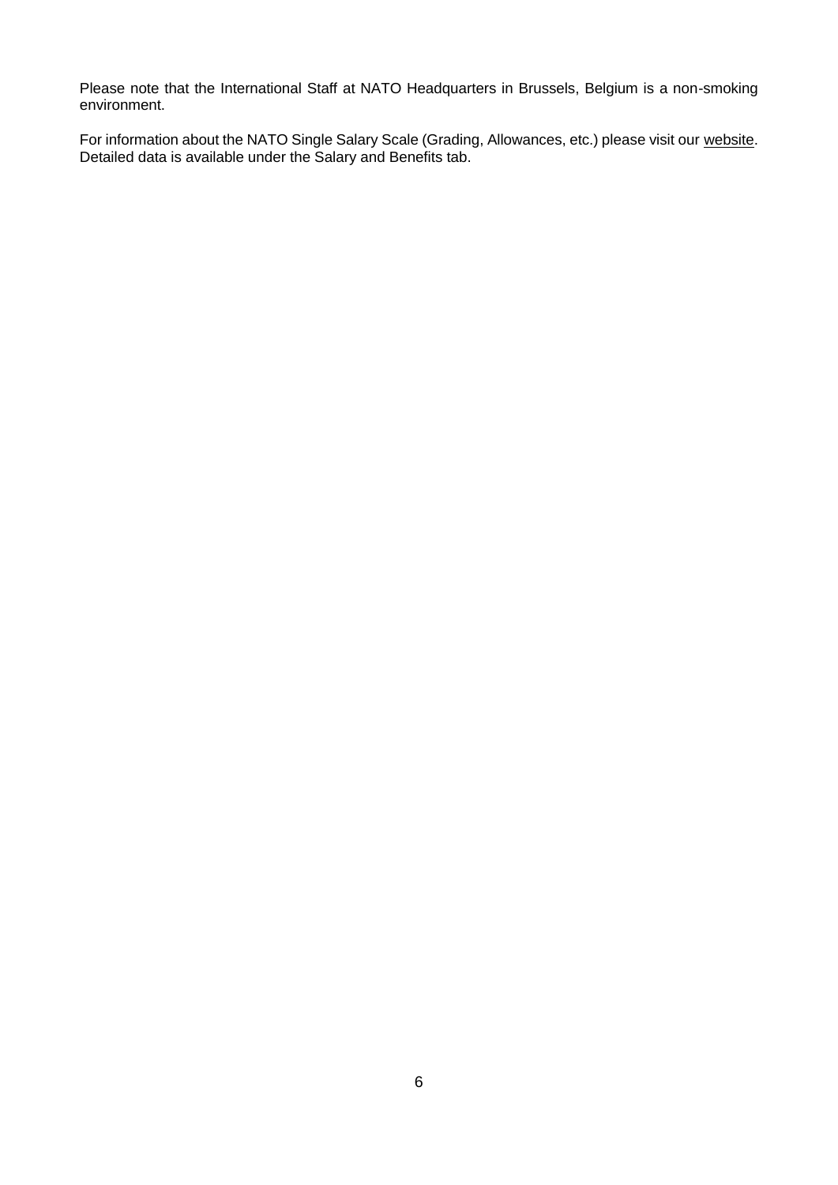Please note that the International Staff at NATO Headquarters in Brussels, Belgium is a non-smoking environment.

For information about the NATO Single Salary Scale (Grading, Allowances, etc.) please visit our website. Detailed data is available under the Salary and Benefits tab.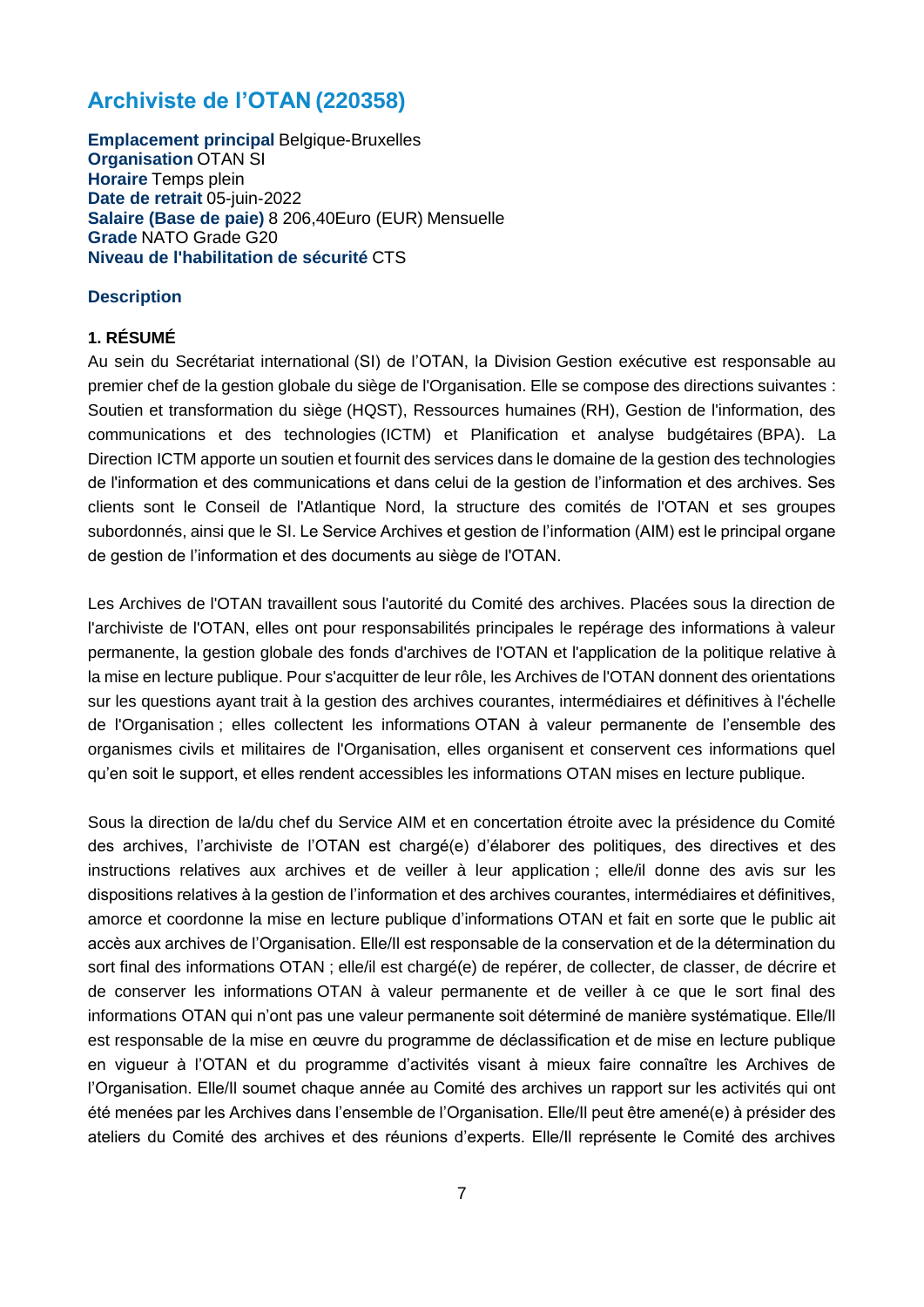## Archiviste de l'OTAN (220358)

**Emplacement principal** Belgique-Bruxelles
**Organisation** OTAN SI
**Horaire** Temps plein
**Date de retrait** 05-juin-2022
**Salaire (Base de paie)** 8 206,40Euro (EUR) Mensuelle
**Grade** NATO Grade G20
**Niveau de l'habilitation de sécurité** CTS

### Description

#### 1. RÉSUMÉ

Au sein du Secrétariat international (SI) de l'OTAN, la Division Gestion exécutive est responsable au premier chef de la gestion globale du siège de l'Organisation. Elle se compose des directions suivantes : Soutien et transformation du siège (HQST), Ressources humaines (RH), Gestion de l'information, des communications et des technologies (ICTM) et Planification et analyse budgétaires (BPA). La Direction ICTM apporte un soutien et fournit des services dans le domaine de la gestion des technologies de l'information et des communications et dans celui de la gestion de l'information et des archives. Ses clients sont le Conseil de l'Atlantique Nord, la structure des comités de l'OTAN et ses groupes subordonnés, ainsi que le SI. Le Service Archives et gestion de l'information (AIM) est le principal organe de gestion de l'information et des documents au siège de l'OTAN.

Les Archives de l'OTAN travaillent sous l'autorité du Comité des archives. Placées sous la direction de l'archiviste de l'OTAN, elles ont pour responsabilités principales le repérage des informations à valeur permanente, la gestion globale des fonds d'archives de l'OTAN et l'application de la politique relative à la mise en lecture publique. Pour s'acquitter de leur rôle, les Archives de l'OTAN donnent des orientations sur les questions ayant trait à la gestion des archives courantes, intermédiaires et définitives à l'échelle de l'Organisation ; elles collectent les informations OTAN à valeur permanente de l'ensemble des organismes civils et militaires de l'Organisation, elles organisent et conservent ces informations quel qu'en soit le support, et elles rendent accessibles les informations OTAN mises en lecture publique.

Sous la direction de la/du chef du Service AIM et en concertation étroite avec la présidence du Comité des archives, l'archiviste de l'OTAN est chargé(e) d'élaborer des politiques, des directives et des instructions relatives aux archives et de veiller à leur application ; elle/il donne des avis sur les dispositions relatives à la gestion de l'information et des archives courantes, intermédiaires et définitives, amorce et coordonne la mise en lecture publique d'informations OTAN et fait en sorte que le public ait accès aux archives de l'Organisation. Elle/Il est responsable de la conservation et de la détermination du sort final des informations OTAN ; elle/il est chargé(e) de repérer, de collecter, de classer, de décrire et de conserver les informations OTAN à valeur permanente et de veiller à ce que le sort final des informations OTAN qui n'ont pas une valeur permanente soit déterminé de manière systématique. Elle/Il est responsable de la mise en œuvre du programme de déclassification et de mise en lecture publique en vigueur à l'OTAN et du programme d'activités visant à mieux faire connaître les Archives de l'Organisation. Elle/Il soumet chaque année au Comité des archives un rapport sur les activités qui ont été menées par les Archives dans l'ensemble de l'Organisation. Elle/Il peut être amené(e) à présider des ateliers du Comité des archives et des réunions d'experts. Elle/Il représente le Comité des archives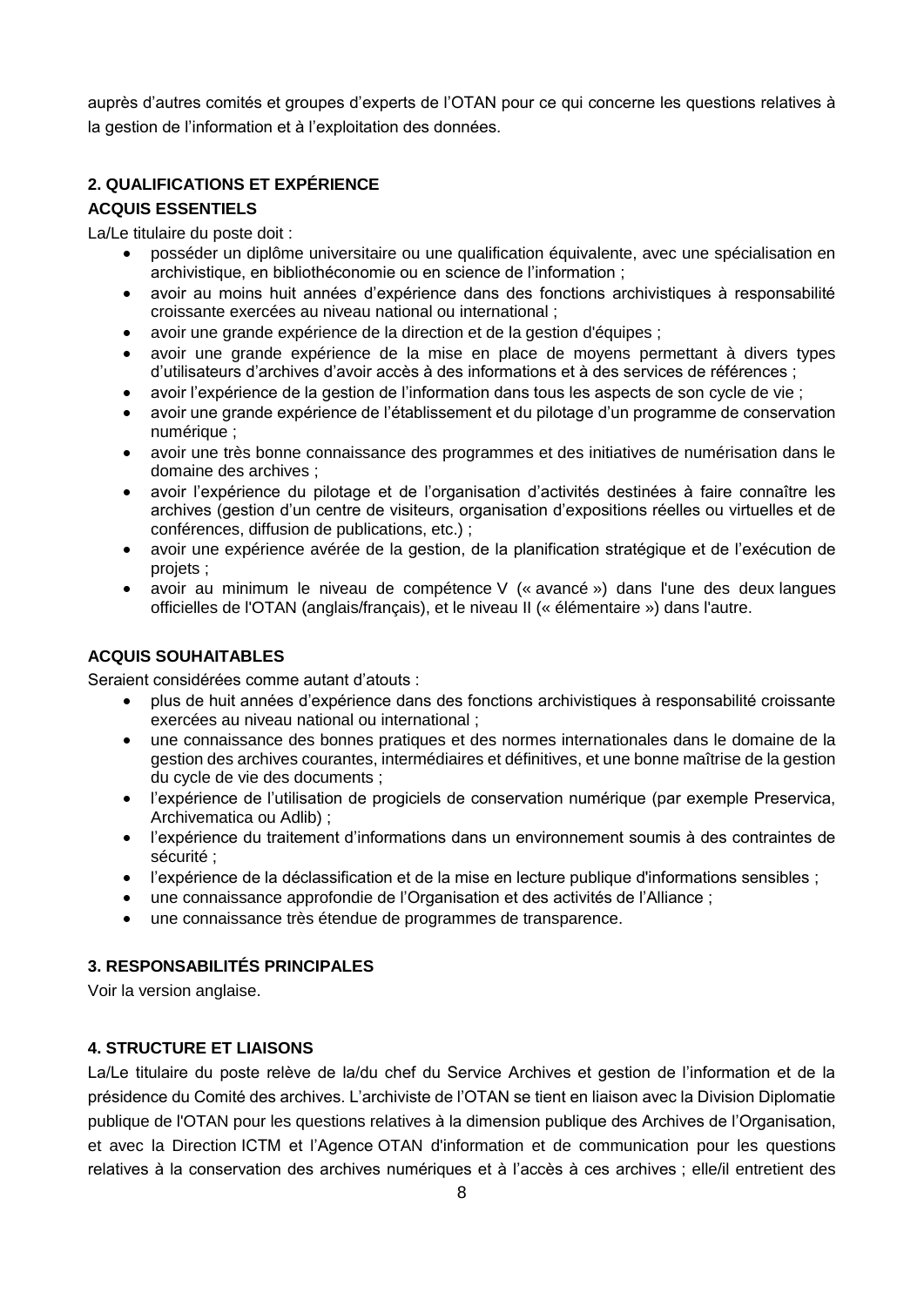auprès d'autres comités et groupes d'experts de l'OTAN pour ce qui concerne les questions relatives à la gestion de l'information et à l'exploitation des données.

## 2. QUALIFICATIONS ET EXPÉRIENCE

### ACQUIS ESSENTIELS

La/Le titulaire du poste doit :

- posséder un diplôme universitaire ou une qualification équivalente, avec une spécialisation en archivistique, en bibliothéconomie ou en science de l'information ;
- avoir au moins huit années d'expérience dans des fonctions archivistiques à responsabilité croissante exercées au niveau national ou international ;
- avoir une grande expérience de la direction et de la gestion d'équipes ;
- avoir une grande expérience de la mise en place de moyens permettant à divers types d'utilisateurs d'archives d'avoir accès à des informations et à des services de références ;
- avoir l'expérience de la gestion de l'information dans tous les aspects de son cycle de vie ;
- avoir une grande expérience de l'établissement et du pilotage d'un programme de conservation numérique ;
- avoir une très bonne connaissance des programmes et des initiatives de numérisation dans le domaine des archives ;
- avoir l'expérience du pilotage et de l'organisation d'activités destinées à faire connaître les archives (gestion d'un centre de visiteurs, organisation d'expositions réelles ou virtuelles et de conférences, diffusion de publications, etc.) ;
- avoir une expérience avérée de la gestion, de la planification stratégique et de l'exécution de projets ;
- avoir au minimum le niveau de compétence V (« avancé ») dans l'une des deux langues officielles de l'OTAN (anglais/français), et le niveau II (« élémentaire ») dans l'autre.

### ACQUIS SOUHAITABLES

Seraient considérées comme autant d'atouts :

- plus de huit années d'expérience dans des fonctions archivistiques à responsabilité croissante exercées au niveau national ou international ;
- une connaissance des bonnes pratiques et des normes internationales dans le domaine de la gestion des archives courantes, intermédiaires et définitives, et une bonne maîtrise de la gestion du cycle de vie des documents ;
- l'expérience de l'utilisation de progiciels de conservation numérique (par exemple Preservica, Archivematica ou Adlib) ;
- l'expérience du traitement d'informations dans un environnement soumis à des contraintes de sécurité ;
- l'expérience de la déclassification et de la mise en lecture publique d'informations sensibles ;
- une connaissance approfondie de l'Organisation et des activités de l'Alliance ;
- une connaissance très étendue de programmes de transparence.

## 3. RESPONSABILITÉS PRINCIPALES

Voir la version anglaise.

## 4. STRUCTURE ET LIAISONS

La/Le titulaire du poste relève de la/du chef du Service Archives et gestion de l'information et de la présidence du Comité des archives. L'archiviste de l'OTAN se tient en liaison avec la Division Diplomatie publique de l'OTAN pour les questions relatives à la dimension publique des Archives de l'Organisation, et avec la Direction ICTM et l'Agence OTAN d'information et de communication pour les questions relatives à la conservation des archives numériques et à l'accès à ces archives ; elle/il entretient des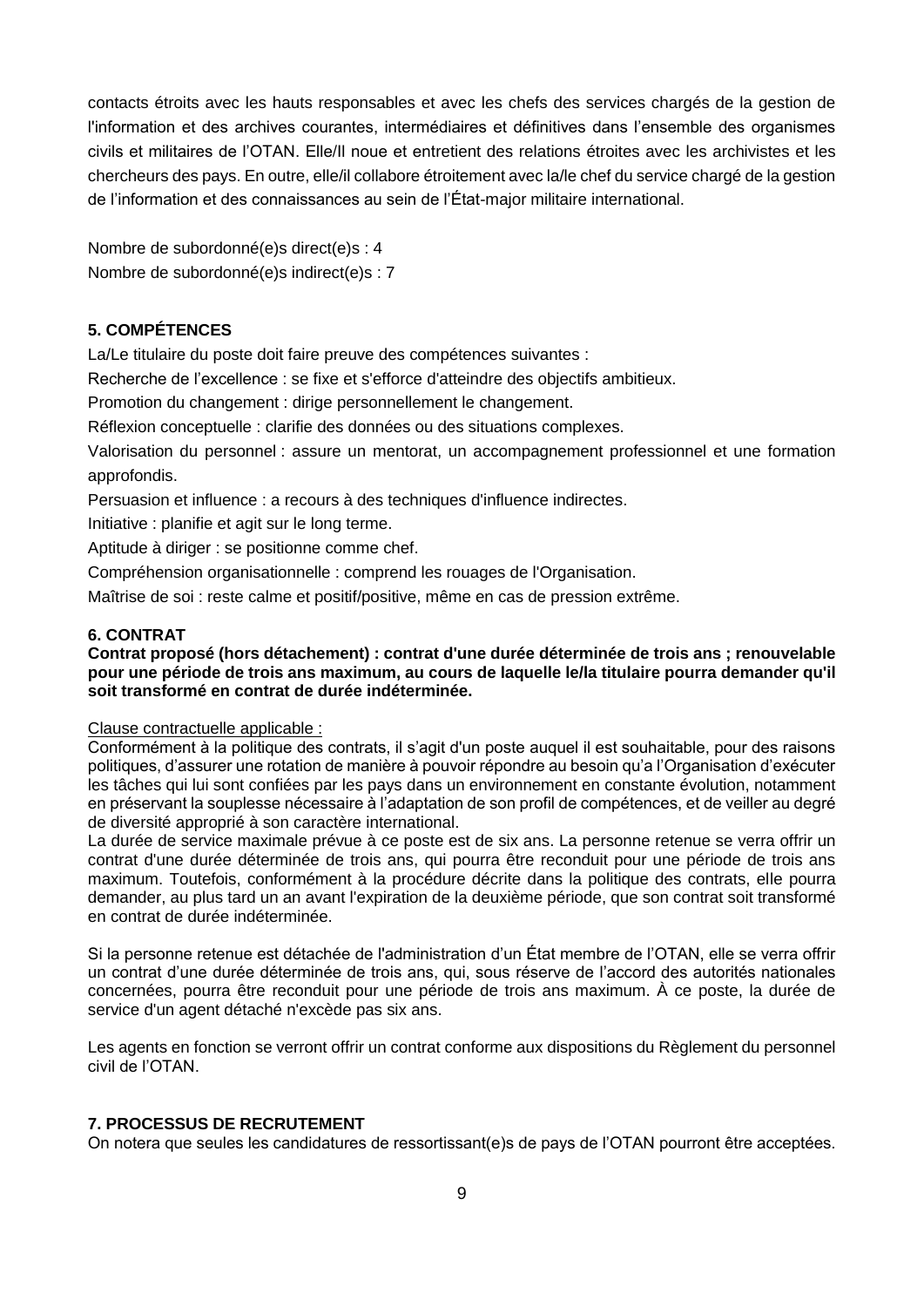contacts étroits avec les hauts responsables et avec les chefs des services chargés de la gestion de l'information et des archives courantes, intermédiaires et définitives dans l'ensemble des organismes civils et militaires de l'OTAN. Elle/Il noue et entretient des relations étroites avec les archivistes et les chercheurs des pays. En outre, elle/il collabore étroitement avec la/le chef du service chargé de la gestion de l'information et des connaissances au sein de l'État-major militaire international.

Nombre de subordonné(e)s direct(e)s : 4
Nombre de subordonné(e)s indirect(e)s : 7

## 5. COMPÉTENCES

La/Le titulaire du poste doit faire preuve des compétences suivantes :

Recherche de l'excellence : se fixe et s'efforce d'atteindre des objectifs ambitieux.

Promotion du changement : dirige personnellement le changement.

Réflexion conceptuelle : clarifie des données ou des situations complexes.

Valorisation du personnel : assure un mentorat, un accompagnement professionnel et une formation approfondis.

Persuasion et influence : a recours à des techniques d'influence indirectes.

Initiative : planifie et agit sur le long terme.

Aptitude à diriger : se positionne comme chef.

Compréhension organisationnelle : comprend les rouages de l'Organisation.

Maîtrise de soi : reste calme et positif/positive, même en cas de pression extrême.

## 6. CONTRAT

**Contrat proposé (hors détachement) : contrat d'une durée déterminée de trois ans ; renouvelable pour une période de trois ans maximum, au cours de laquelle le/la titulaire pourra demander qu'il soit transformé en contrat de durée indéterminée.**

Clause contractuelle applicable :

Conformément à la politique des contrats, il s'agit d'un poste auquel il est souhaitable, pour des raisons politiques, d'assurer une rotation de manière à pouvoir répondre au besoin qu'a l'Organisation d'exécuter les tâches qui lui sont confiées par les pays dans un environnement en constante évolution, notamment en préservant la souplesse nécessaire à l'adaptation de son profil de compétences, et de veiller au degré de diversité approprié à son caractère international.

La durée de service maximale prévue à ce poste est de six ans. La personne retenue se verra offrir un contrat d'une durée déterminée de trois ans, qui pourra être reconduit pour une période de trois ans maximum. Toutefois, conformément à la procédure décrite dans la politique des contrats, elle pourra demander, au plus tard un an avant l'expiration de la deuxième période, que son contrat soit transformé en contrat de durée indéterminée.

Si la personne retenue est détachée de l'administration d'un État membre de l'OTAN, elle se verra offrir un contrat d'une durée déterminée de trois ans, qui, sous réserve de l'accord des autorités nationales concernées, pourra être reconduit pour une période de trois ans maximum. À ce poste, la durée de service d'un agent détaché n'excède pas six ans.

Les agents en fonction se verront offrir un contrat conforme aux dispositions du Règlement du personnel civil de l'OTAN.

## 7. PROCESSUS DE RECRUTEMENT

On notera que seules les candidatures de ressortissant(e)s de pays de l'OTAN pourront être acceptées.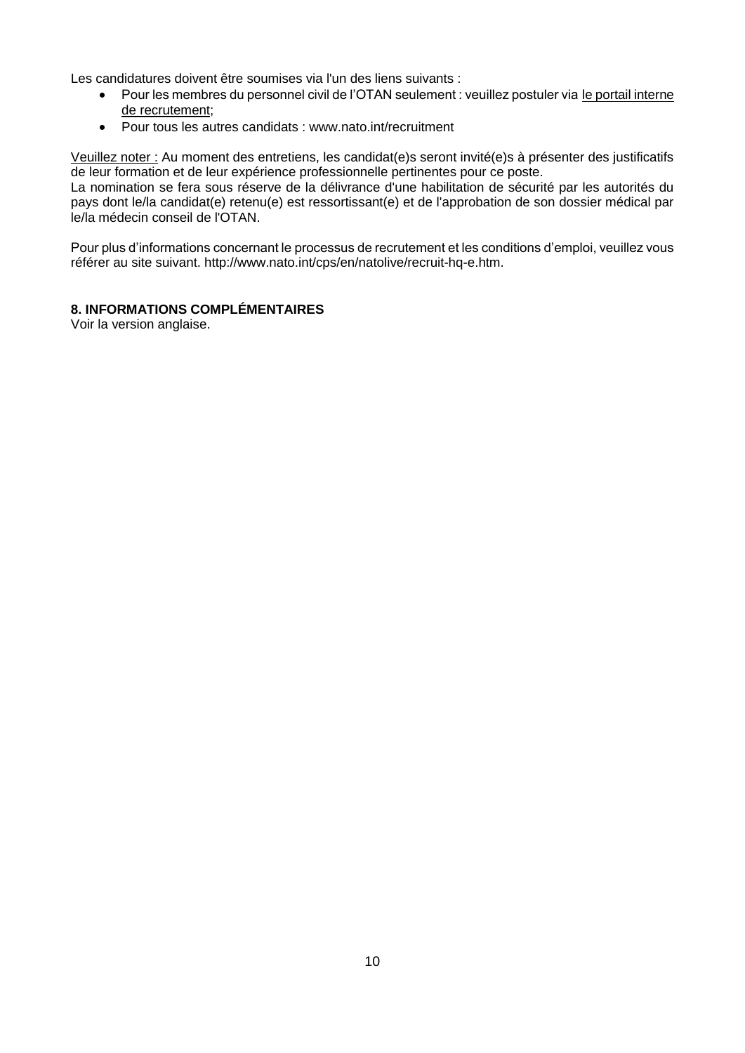Les candidatures doivent être soumises via l'un des liens suivants :

- Pour les membres du personnel civil de l'OTAN seulement : veuillez postuler via le portail interne de recrutement;
- Pour tous les autres candidats : www.nato.int/recruitment

Veuillez noter : Au moment des entretiens, les candidat(e)s seront invité(e)s à présenter des justificatifs de leur formation et de leur expérience professionnelle pertinentes pour ce poste.
La nomination se fera sous réserve de la délivrance d'une habilitation de sécurité par les autorités du pays dont le/la candidat(e) retenu(e) est ressortissant(e) et de l'approbation de son dossier médical par le/la médecin conseil de l'OTAN.

Pour plus d'informations concernant le processus de recrutement et les conditions d'emploi, veuillez vous référer au site suivant. http://www.nato.int/cps/en/natolive/recruit-hq-e.htm.

**8. INFORMATIONS COMPLÉMENTAIRES**
Voir la version anglaise.